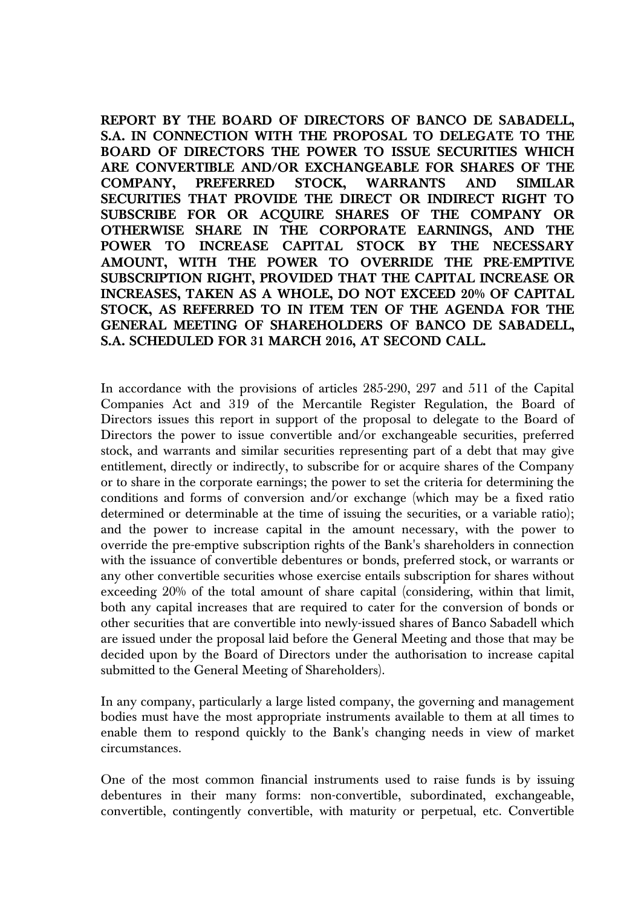**REPORT BY THE BOARD OF DIRECTORS OF BANCO DE SABADELL, S.A. IN CONNECTION WITH THE PROPOSAL TO DELEGATE TO THE BOARD OF DIRECTORS THE POWER TO ISSUE SECURITIES WHICH ARE CONVERTIBLE AND/OR EXCHANGEABLE FOR SHARES OF THE COMPANY, PREFERRED STOCK, WARRANTS AND SIMILAR SECURITIES THAT PROVIDE THE DIRECT OR INDIRECT RIGHT TO SUBSCRIBE FOR OR ACQUIRE SHARES OF THE COMPANY OR OTHERWISE SHARE IN THE CORPORATE EARNINGS, AND THE POWER TO INCREASE CAPITAL STOCK BY THE NECESSARY AMOUNT, WITH THE POWER TO OVERRIDE THE PRE-EMPTIVE SUBSCRIPTION RIGHT, PROVIDED THAT THE CAPITAL INCREASE OR INCREASES, TAKEN AS A WHOLE, DO NOT EXCEED 20% OF CAPITAL STOCK, AS REFERRED TO IN ITEM TEN OF THE AGENDA FOR THE GENERAL MEETING OF SHAREHOLDERS OF BANCO DE SABADELL, S.A. SCHEDULED FOR 31 MARCH 2016, AT SECOND CALL.**

In accordance with the provisions of articles 285-290, 297 and 511 of the Capital Companies Act and 319 of the Mercantile Register Regulation, the Board of Directors issues this report in support of the proposal to delegate to the Board of Directors the power to issue convertible and/or exchangeable securities, preferred stock, and warrants and similar securities representing part of a debt that may give entitlement, directly or indirectly, to subscribe for or acquire shares of the Company or to share in the corporate earnings; the power to set the criteria for determining the conditions and forms of conversion and/or exchange (which may be a fixed ratio determined or determinable at the time of issuing the securities, or a variable ratio); and the power to increase capital in the amount necessary, with the power to override the pre-emptive subscription rights of the Bank's shareholders in connection with the issuance of convertible debentures or bonds, preferred stock, or warrants or any other convertible securities whose exercise entails subscription for shares without exceeding 20% of the total amount of share capital (considering, within that limit, both any capital increases that are required to cater for the conversion of bonds or other securities that are convertible into newly-issued shares of Banco Sabadell which are issued under the proposal laid before the General Meeting and those that may be decided upon by the Board of Directors under the authorisation to increase capital submitted to the General Meeting of Shareholders).

In any company, particularly a large listed company, the governing and management bodies must have the most appropriate instruments available to them at all times to enable them to respond quickly to the Bank's changing needs in view of market circumstances.

One of the most common financial instruments used to raise funds is by issuing debentures in their many forms: non-convertible, subordinated, exchangeable, convertible, contingently convertible, with maturity or perpetual, etc. Convertible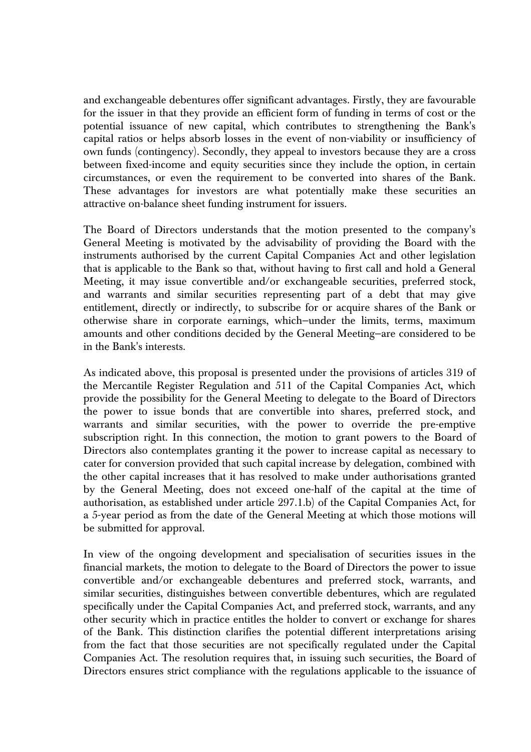and exchangeable debentures offer significant advantages. Firstly, they are favourable for the issuer in that they provide an efficient form of funding in terms of cost or the potential issuance of new capital, which contributes to strengthening the Bank's capital ratios or helps absorb losses in the event of non-viability or insufficiency of own funds (contingency). Secondly, they appeal to investors because they are a cross between fixed-income and equity securities since they include the option, in certain circumstances, or even the requirement to be converted into shares of the Bank. These advantages for investors are what potentially make these securities an attractive on-balance sheet funding instrument for issuers.

The Board of Directors understands that the motion presented to the company's General Meeting is motivated by the advisability of providing the Board with the instruments authorised by the current Capital Companies Act and other legislation that is applicable to the Bank so that, without having to first call and hold a General Meeting, it may issue convertible and/or exchangeable securities, preferred stock, and warrants and similar securities representing part of a debt that may give entitlement, directly or indirectly, to subscribe for or acquire shares of the Bank or otherwise share in corporate earnings, which—under the limits, terms, maximum amounts and other conditions decided by the General Meeting—are considered to be in the Bank's interests.

As indicated above, this proposal is presented under the provisions of articles 319 of the Mercantile Register Regulation and 511 of the Capital Companies Act, which provide the possibility for the General Meeting to delegate to the Board of Directors the power to issue bonds that are convertible into shares, preferred stock, and warrants and similar securities, with the power to override the pre-emptive subscription right. In this connection, the motion to grant powers to the Board of Directors also contemplates granting it the power to increase capital as necessary to cater for conversion provided that such capital increase by delegation, combined with the other capital increases that it has resolved to make under authorisations granted by the General Meeting, does not exceed one-half of the capital at the time of authorisation, as established under article 297.1.b) of the Capital Companies Act, for a 5-year period as from the date of the General Meeting at which those motions will be submitted for approval.

In view of the ongoing development and specialisation of securities issues in the financial markets, the motion to delegate to the Board of Directors the power to issue convertible and/or exchangeable debentures and preferred stock, warrants, and similar securities, distinguishes between convertible debentures, which are regulated specifically under the Capital Companies Act, and preferred stock, warrants, and any other security which in practice entitles the holder to convert or exchange for shares of the Bank. This distinction clarifies the potential different interpretations arising from the fact that those securities are not specifically regulated under the Capital Companies Act. The resolution requires that, in issuing such securities, the Board of Directors ensures strict compliance with the regulations applicable to the issuance of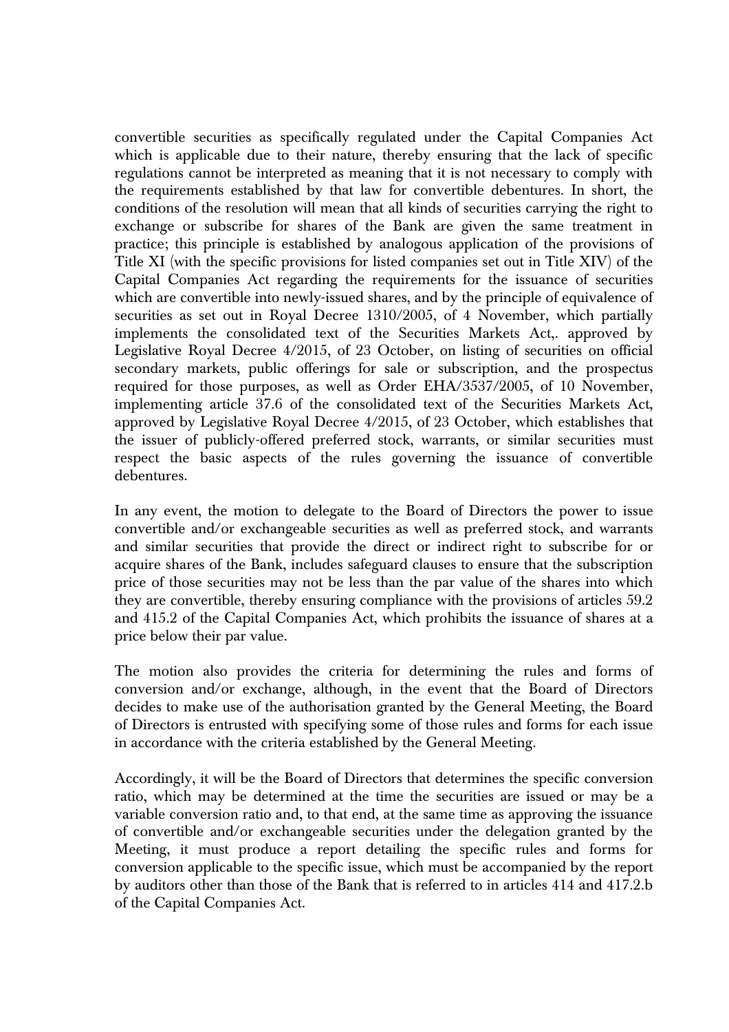convertible securities as specifically regulated under the Capital Companies Act which is applicable due to their nature, thereby ensuring that the lack of specific regulations cannot be interpreted as meaning that it is not necessary to comply with the requirements established by that law for convertible debentures. In short, the conditions of the resolution will mean that all kinds of securities carrying the right to exchange or subscribe for shares of the Bank are given the same treatment in practice; this principle is established by analogous application of the provisions of Title XI (with the specific provisions for listed companies set out in Title XIV) of the Capital Companies Act regarding the requirements for the issuance of securities which are convertible into newly-issued shares, and by the principle of equivalence of securities as set out in Royal Decree 1310/2005, of 4 November, which partially implements the consolidated text of the Securities Markets Act,. approved by Legislative Royal Decree 4/2015, of 23 October, on listing of securities on official secondary markets, public offerings for sale or subscription, and the prospectus required for those purposes, as well as Order EHA/3537/2005, of 10 November, implementing article 37.6 of the consolidated text of the Securities Markets Act, approved by Legislative Royal Decree 4/2015, of 23 October, which establishes that the issuer of publicly-offered preferred stock, warrants, or similar securities must respect the basic aspects of the rules governing the issuance of convertible debentures.

In any event, the motion to delegate to the Board of Directors the power to issue convertible and/or exchangeable securities as well as preferred stock, and warrants and similar securities that provide the direct or indirect right to subscribe for or acquire shares of the Bank, includes safeguard clauses to ensure that the subscription price of those securities may not be less than the par value of the shares into which they are convertible, thereby ensuring compliance with the provisions of articles 59.2 and 415.2 of the Capital Companies Act, which prohibits the issuance of shares at a price below their par value.

The motion also provides the criteria for determining the rules and forms of conversion and/or exchange, although, in the event that the Board of Directors decides to make use of the authorisation granted by the General Meeting, the Board of Directors is entrusted with specifying some of those rules and forms for each issue in accordance with the criteria established by the General Meeting.

Accordingly, it will be the Board of Directors that determines the specific conversion ratio, which may be determined at the time the securities are issued or may be a variable conversion ratio and, to that end, at the same time as approving the issuance of convertible and/or exchangeable securities under the delegation granted by the Meeting, it must produce a report detailing the specific rules and forms for conversion applicable to the specific issue, which must be accompanied by the report by auditors other than those of the Bank that is referred to in articles 414 and 417.2.b of the Capital Companies Act.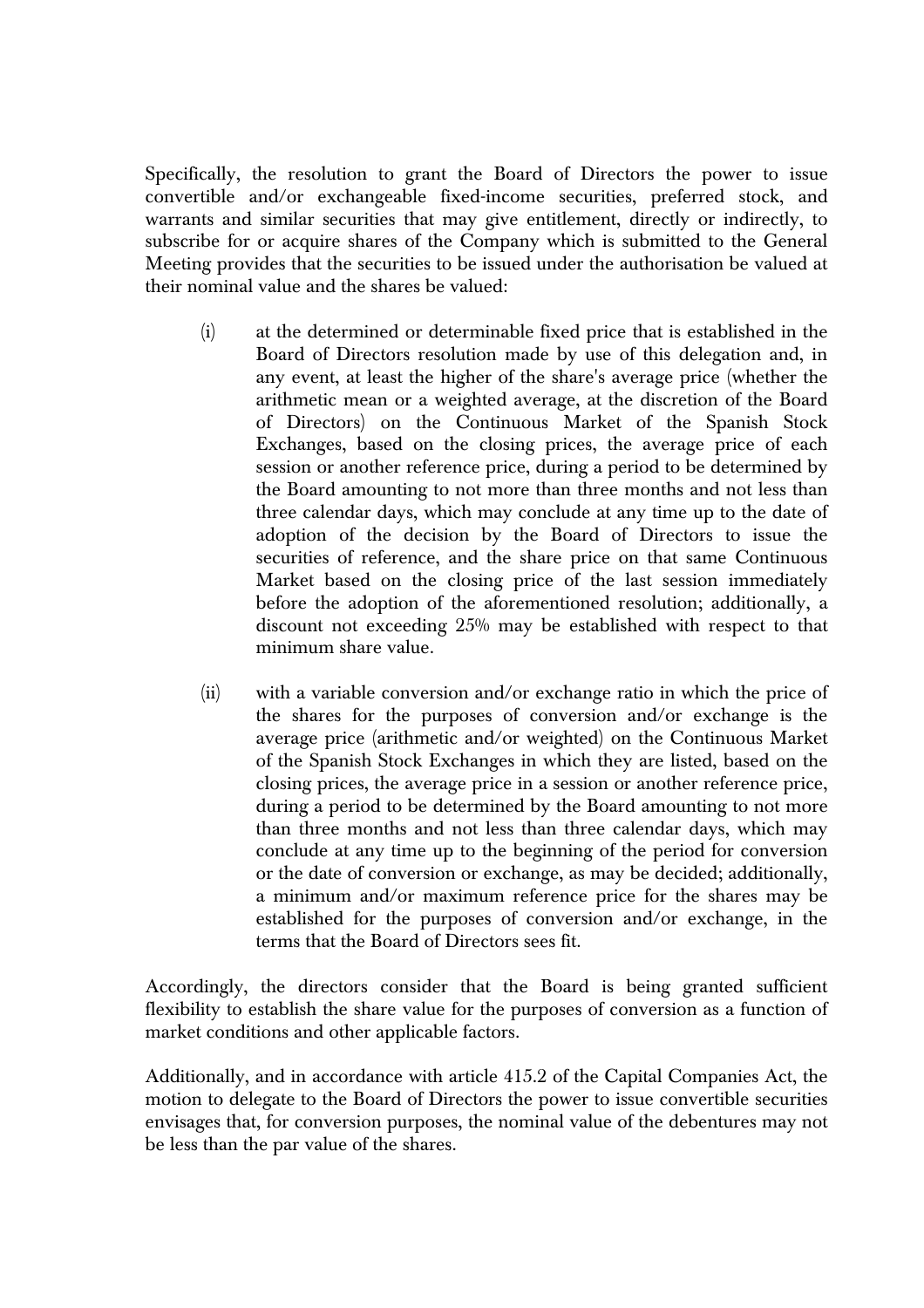Specifically, the resolution to grant the Board of Directors the power to issue convertible and/or exchangeable fixed-income securities, preferred stock, and warrants and similar securities that may give entitlement, directly or indirectly, to subscribe for or acquire shares of the Company which is submitted to the General Meeting provides that the securities to be issued under the authorisation be valued at their nominal value and the shares be valued:

(i) at the determined or determinable fixed price that is established in the Board of Directors resolution made by use of this delegation and, in any event, at least the higher of the share's average price (whether the arithmetic mean or a weighted average, at the discretion of the Board of Directors) on the Continuous Market of the Spanish Stock Exchanges, based on the closing prices, the average price of each session or another reference price, during a period to be determined by the Board amounting to not more than three months and not less than three calendar days, which may conclude at any time up to the date of adoption of the decision by the Board of Directors to issue the securities of reference, and the share price on that same Continuous Market based on the closing price of the last session immediately before the adoption of the aforementioned resolution; additionally, a discount not exceeding 25% may be established with respect to that minimum share value.

(ii) with a variable conversion and/or exchange ratio in which the price of the shares for the purposes of conversion and/or exchange is the average price (arithmetic and/or weighted) on the Continuous Market of the Spanish Stock Exchanges in which they are listed, based on the closing prices, the average price in a session or another reference price, during a period to be determined by the Board amounting to not more than three months and not less than three calendar days, which may conclude at any time up to the beginning of the period for conversion or the date of conversion or exchange, as may be decided; additionally, a minimum and/or maximum reference price for the shares may be established for the purposes of conversion and/or exchange, in the terms that the Board of Directors sees fit.

Accordingly, the directors consider that the Board is being granted sufficient flexibility to establish the share value for the purposes of conversion as a function of market conditions and other applicable factors.

Additionally, and in accordance with article 415.2 of the Capital Companies Act, the motion to delegate to the Board of Directors the power to issue convertible securities envisages that, for conversion purposes, the nominal value of the debentures may not be less than the par value of the shares.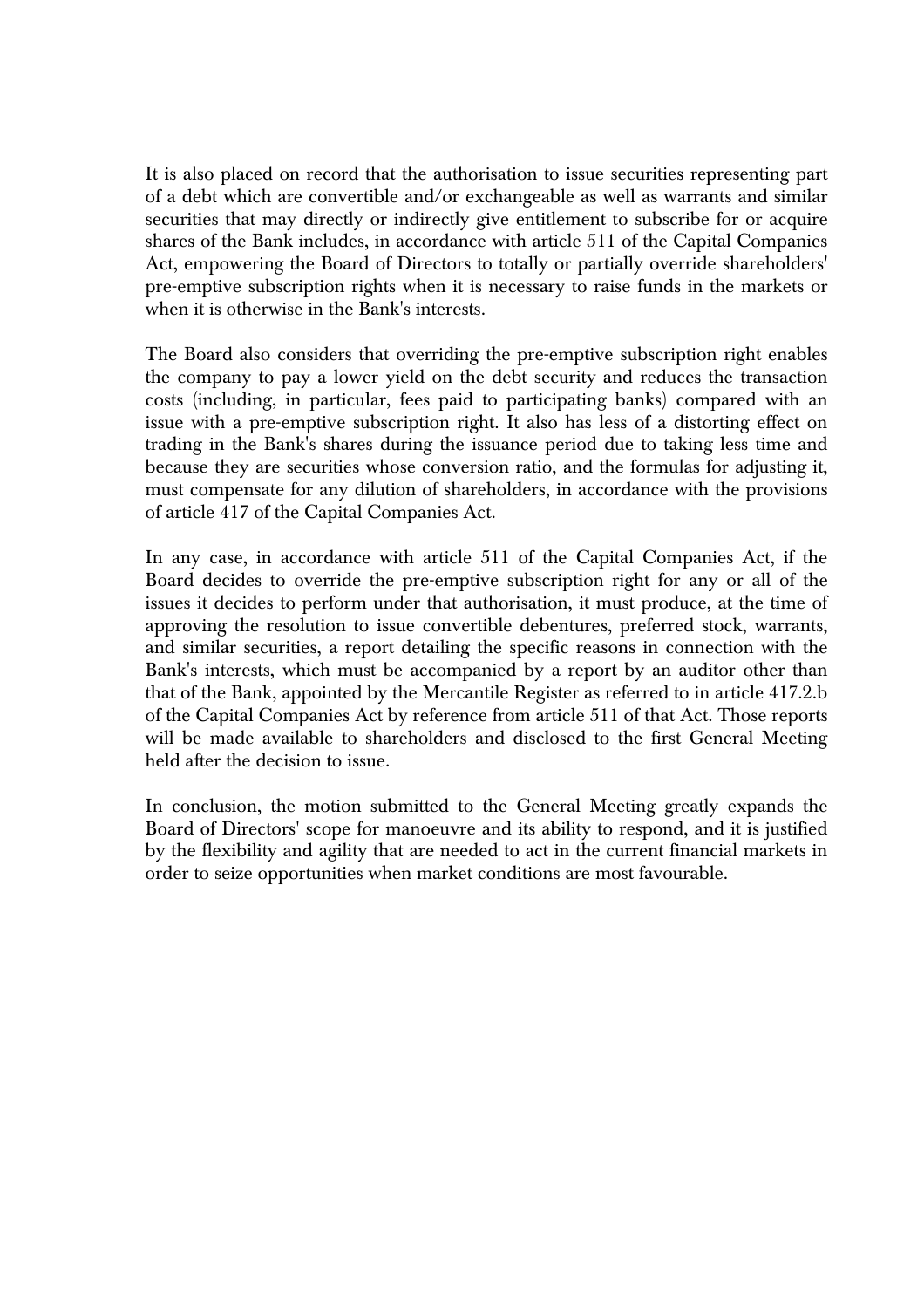It is also placed on record that the authorisation to issue securities representing part of a debt which are convertible and/or exchangeable as well as warrants and similar securities that may directly or indirectly give entitlement to subscribe for or acquire shares of the Bank includes, in accordance with article 511 of the Capital Companies Act, empowering the Board of Directors to totally or partially override shareholders' pre-emptive subscription rights when it is necessary to raise funds in the markets or when it is otherwise in the Bank's interests.

The Board also considers that overriding the pre-emptive subscription right enables the company to pay a lower yield on the debt security and reduces the transaction costs (including, in particular, fees paid to participating banks) compared with an issue with a pre-emptive subscription right. It also has less of a distorting effect on trading in the Bank's shares during the issuance period due to taking less time and because they are securities whose conversion ratio, and the formulas for adjusting it, must compensate for any dilution of shareholders, in accordance with the provisions of article 417 of the Capital Companies Act.

In any case, in accordance with article 511 of the Capital Companies Act, if the Board decides to override the pre-emptive subscription right for any or all of the issues it decides to perform under that authorisation, it must produce, at the time of approving the resolution to issue convertible debentures, preferred stock, warrants, and similar securities, a report detailing the specific reasons in connection with the Bank's interests, which must be accompanied by a report by an auditor other than that of the Bank, appointed by the Mercantile Register as referred to in article 417.2.b of the Capital Companies Act by reference from article 511 of that Act. Those reports will be made available to shareholders and disclosed to the first General Meeting held after the decision to issue.

In conclusion, the motion submitted to the General Meeting greatly expands the Board of Directors' scope for manoeuvre and its ability to respond, and it is justified by the flexibility and agility that are needed to act in the current financial markets in order to seize opportunities when market conditions are most favourable.